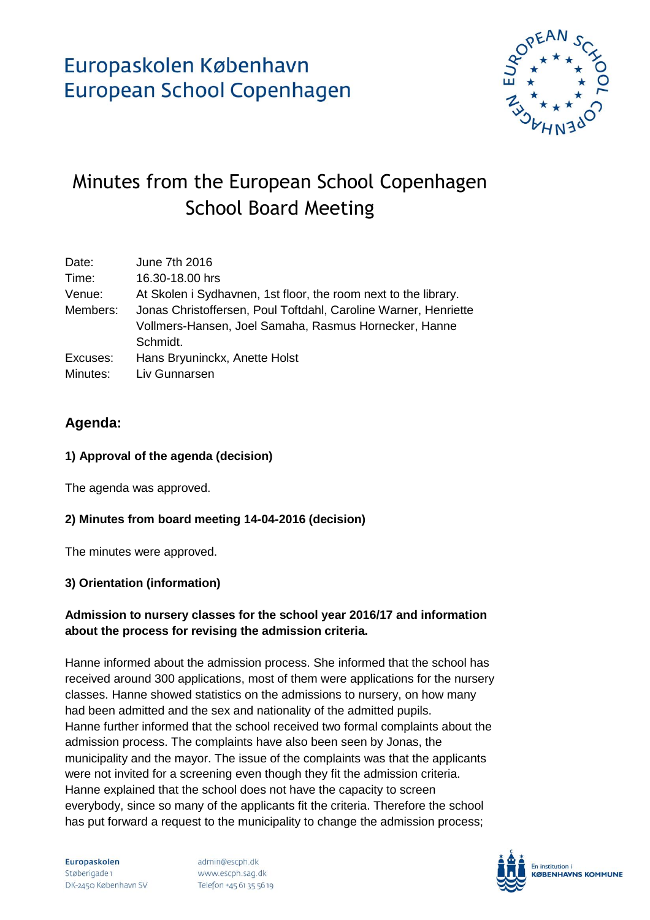Europaskolen København
European School Copenhagen

# Minutes from the European School Copenhagen School Board Meeting

Date: June 7th 2016
Time: 16.30-18.00 hrs
Venue: At Skolen i Sydhavnen, 1st floor, the room next to the library.
Members: Jonas Christoffersen, Poul Toftdahl, Caroline Warner, Henriette Vollmers-Hansen, Joel Samaha, Rasmus Hornecker, Hanne Schmidt.
Excuses: Hans Bryuninckx, Anette Holst
Minutes: Liv Gunnarsen

## Agenda:

**1) Approval of the agenda (decision)**

The agenda was approved.

**2) Minutes from board meeting 14-04-2016 (decision)**

The minutes were approved.

**3) Orientation (information)**

**Admission to nursery classes for the school year 2016/17 and information about the process for revising the admission criteria.**

Hanne informed about the admission process. She informed that the school has received around 300 applications, most of them were applications for the nursery classes. Hanne showed statistics on the admissions to nursery, on how many had been admitted and the sex and nationality of the admitted pupils.
Hanne further informed that the school received two formal complaints about the admission process. The complaints have also been seen by Jonas, the municipality and the mayor. The issue of the complaints was that the applicants were not invited for a screening even though they fit the admission criteria. Hanne explained that the school does not have the capacity to screen everybody, since so many of the applicants fit the criteria. Therefore the school has put forward a request to the municipality to change the admission process;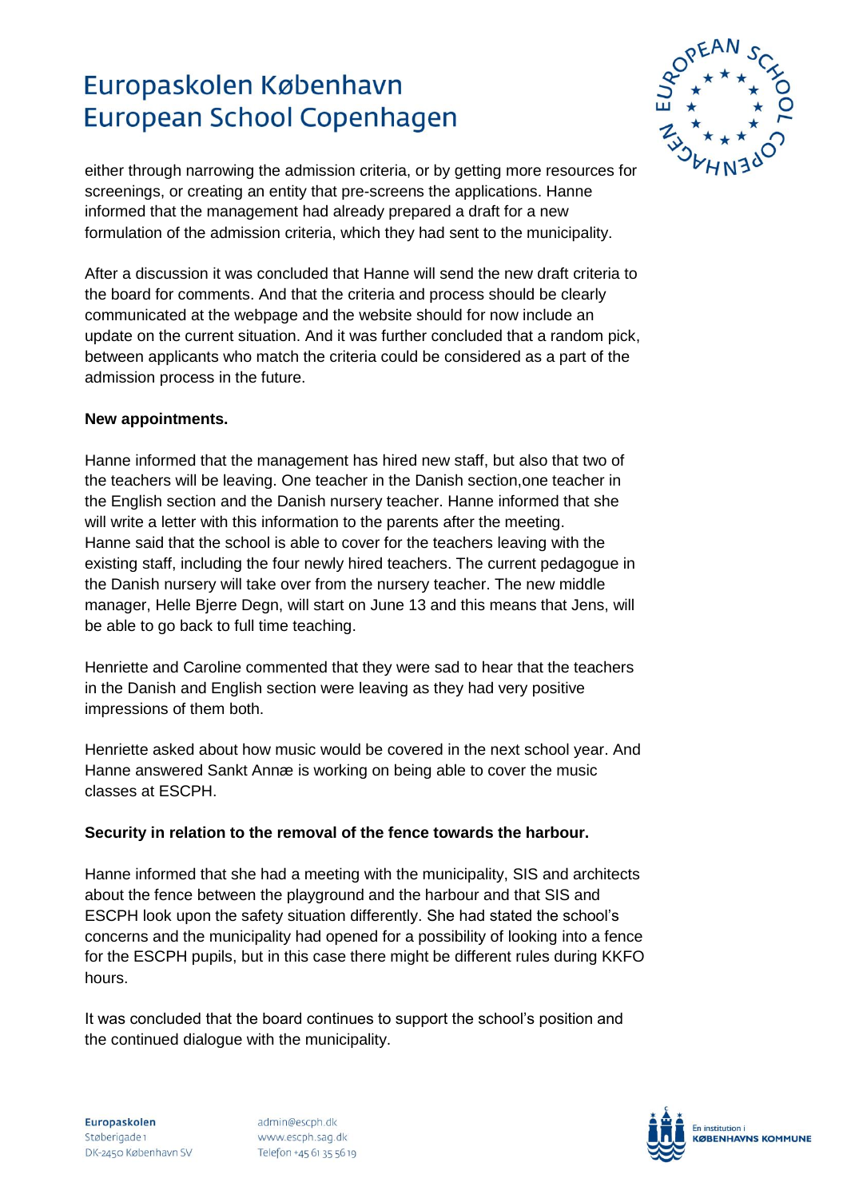either through narrowing the admission criteria, or by getting more resources for screenings, or creating an entity that pre-screens the applications. Hanne informed that the management had already prepared a draft for a new formulation of the admission criteria, which they had sent to the municipality.

After a discussion it was concluded that Hanne will send the new draft criteria to the board for comments. And that the criteria and process should be clearly communicated at the webpage and the website should for now include an update on the current situation. And it was further concluded that a random pick, between applicants who match the criteria could be considered as a part of the admission process in the future.

**New appointments.**

Hanne informed that the management has hired new staff, but also that two of the teachers will be leaving. One teacher in the Danish section,one teacher in the English section and the Danish nursery teacher. Hanne informed that she will write a letter with this information to the parents after the meeting. Hanne said that the school is able to cover for the teachers leaving with the existing staff, including the four newly hired teachers. The current pedagogue in the Danish nursery will take over from the nursery teacher. The new middle manager, Helle Bjerre Degn, will start on June 13 and this means that Jens, will be able to go back to full time teaching.

Henriette and Caroline commented that they were sad to hear that the teachers in the Danish and English section were leaving as they had very positive impressions of them both.

Henriette asked about how music would be covered in the next school year. And Hanne answered Sankt Annæ is working on being able to cover the music classes at ESCPH.

**Security in relation to the removal of the fence towards the harbour.**

Hanne informed that she had a meeting with the municipality, SIS and architects about the fence between the playground and the harbour and that SIS and ESCPH look upon the safety situation differently. She had stated the school's concerns and the municipality had opened for a possibility of looking into a fence for the ESCPH pupils, but in this case there might be different rules during KKFO hours.

It was concluded that the board continues to support the school's position and the continued dialogue with the municipality.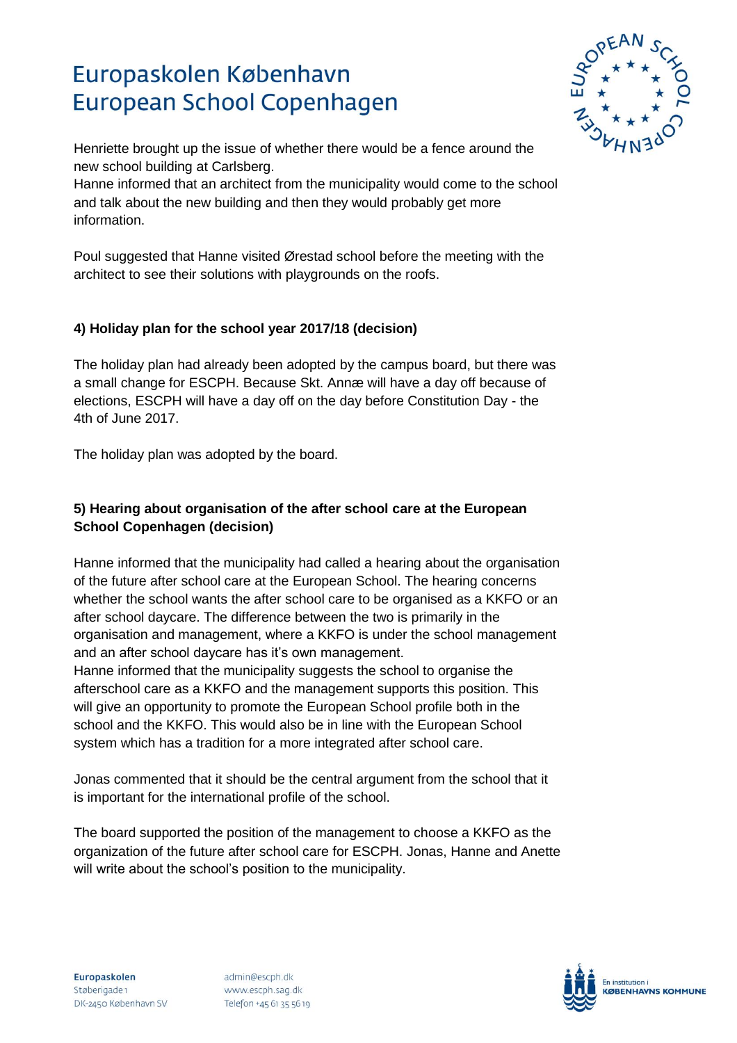Henriette brought up the issue of whether there would be a fence around the new school building at Carlsberg.
Hanne informed that an architect from the municipality would come to the school and talk about the new building and then they would probably get more information.

Poul suggested that Hanne visited Ørestad school before the meeting with the architect to see their solutions with playgrounds on the roofs.

**4) Holiday plan for the school year 2017/18 (decision)**

The holiday plan had already been adopted by the campus board, but there was a small change for ESCPH. Because Skt. Annæ will have a day off because of elections, ESCPH will have a day off on the day before Constitution Day - the 4th of June 2017.

The holiday plan was adopted by the board.

**5) Hearing about organisation of the after school care at the European School Copenhagen (decision)**

Hanne informed that the municipality had called a hearing about the organisation of the future after school care at the European School. The hearing concerns whether the school wants the after school care to be organised as a KKFO or an after school daycare. The difference between the two is primarily in the organisation and management, where a KKFO is under the school management and an after school daycare has it's own management.
Hanne informed that the municipality suggests the school to organise the afterschool care as a KKFO and the management supports this position. This will give an opportunity to promote the European School profile both in the school and the KKFO. This would also be in line with the European School system which has a tradition for a more integrated after school care.

Jonas commented that it should be the central argument from the school that it is important for the international profile of the school.

The board supported the position of the management to choose a KKFO as the organization of the future after school care for ESCPH. Jonas, Hanne and Anette will write about the school's position to the municipality.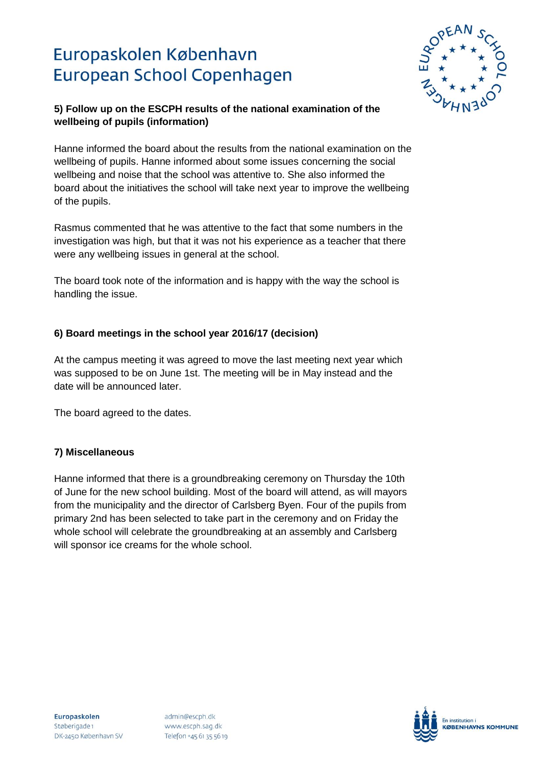### 5) Follow up on the ESCPH results of the national examination of the wellbeing of pupils (information)

Hanne informed the board about the results from the national examination on the wellbeing of pupils. Hanne informed about some issues concerning the social wellbeing and noise that the school was attentive to. She also informed the board about the initiatives the school will take next year to improve the wellbeing of the pupils.

Rasmus commented that he was attentive to the fact that some numbers in the investigation was high, but that it was not his experience as a teacher that there were any wellbeing issues in general at the school.

The board took note of the information and is happy with the way the school is handling the issue.

### 6) Board meetings in the school year 2016/17 (decision)

At the campus meeting it was agreed to move the last meeting next year which was supposed to be on June 1st. The meeting will be in May instead and the date will be announced later.

The board agreed to the dates.

### 7) Miscellaneous

Hanne informed that there is a groundbreaking ceremony on Thursday the 10th of June for the new school building. Most of the board will attend, as will mayors from the municipality and the director of Carlsberg Byen. Four of the pupils from primary 2nd has been selected to take part in the ceremony and on Friday the whole school will celebrate the groundbreaking at an assembly and Carlsberg will sponsor ice creams for the whole school.